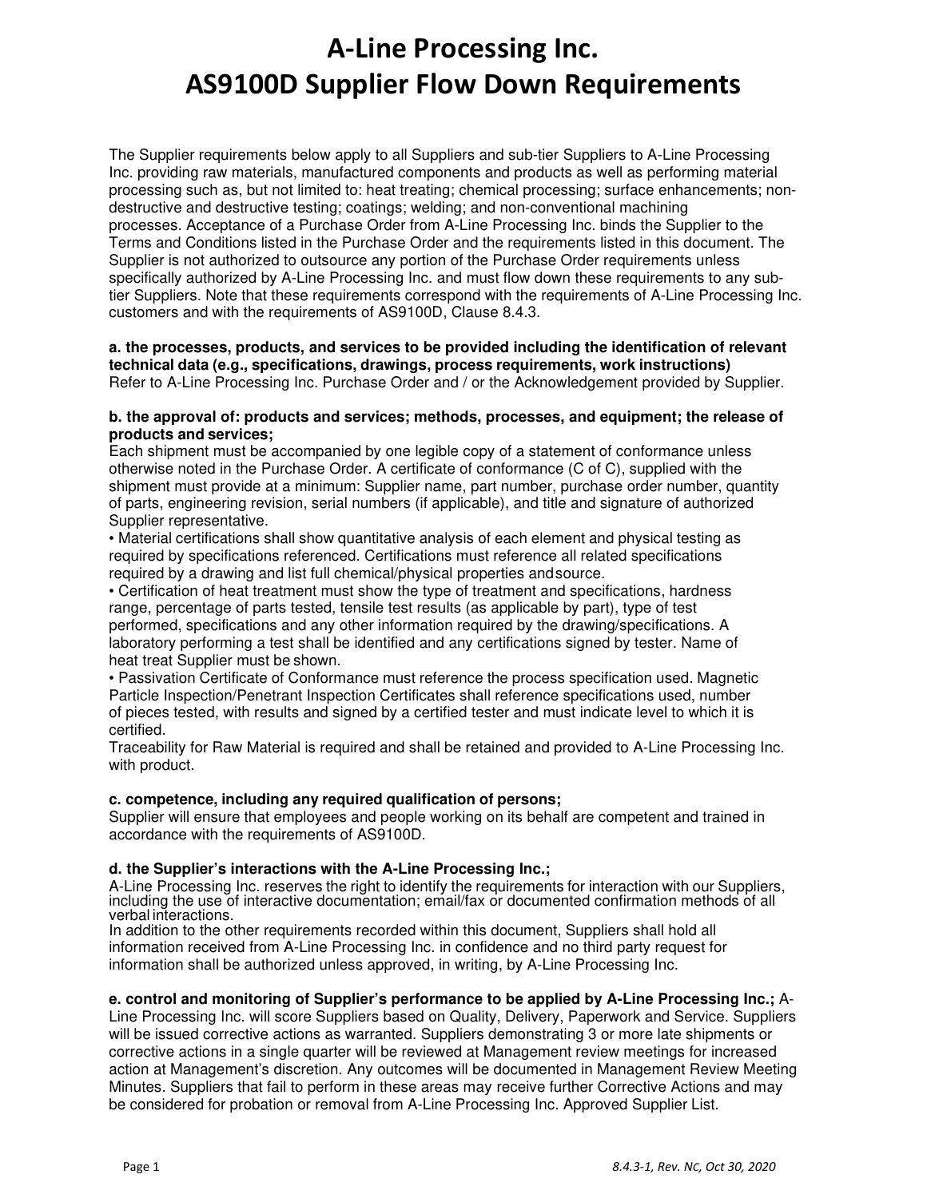# A-Line Processing Inc.
# AS9100D Supplier Flow Down Requirements

The Supplier requirements below apply to all Suppliers and sub-tier Suppliers to A-Line Processing Inc. providing raw materials, manufactured components and products as well as performing material processing such as, but not limited to: heat treating; chemical processing; surface enhancements; non-destructive and destructive testing; coatings; welding; and non-conventional machining processes. Acceptance of a Purchase Order from A-Line Processing Inc. binds the Supplier to the Terms and Conditions listed in the Purchase Order and the requirements listed in this document. The Supplier is not authorized to outsource any portion of the Purchase Order requirements unless specifically authorized by A-Line Processing Inc. and must flow down these requirements to any sub-tier Suppliers. Note that these requirements correspond with the requirements of A-Line Processing Inc. customers and with the requirements of AS9100D, Clause 8.4.3.

**a. the processes, products, and services to be provided including the identification of relevant technical data (e.g., specifications, drawings, process requirements, work instructions)**
Refer to A-Line Processing Inc. Purchase Order and / or the Acknowledgement provided by Supplier.

**b. the approval of: products and services; methods, processes, and equipment; the release of products and services;**
Each shipment must be accompanied by one legible copy of a statement of conformance unless otherwise noted in the Purchase Order. A certificate of conformance (C of C), supplied with the shipment must provide at a minimum: Supplier name, part number, purchase order number, quantity of parts, engineering revision, serial numbers (if applicable), and title and signature of authorized Supplier representative.

- Material certifications shall show quantitative analysis of each element and physical testing as required by specifications referenced. Certifications must reference all related specifications required by a drawing and list full chemical/physical properties and source.
- Certification of heat treatment must show the type of treatment and specifications, hardness range, percentage of parts tested, tensile test results (as applicable by part), type of test performed, specifications and any other information required by the drawing/specifications. A laboratory performing a test shall be identified and any certifications signed by tester. Name of heat treat Supplier must be shown.
- Passivation Certificate of Conformance must reference the process specification used. Magnetic Particle Inspection/Penetrant Inspection Certificates shall reference specifications used, number of pieces tested, with results and signed by a certified tester and must indicate level to which it is certified.

Traceability for Raw Material is required and shall be retained and provided to A-Line Processing Inc. with product.

**c. competence, including any required qualification of persons;**
Supplier will ensure that employees and people working on its behalf are competent and trained in accordance with the requirements of AS9100D.

**d. the Supplier's interactions with the A-Line Processing Inc.;**
A-Line Processing Inc. reserves the right to identify the requirements for interaction with our Suppliers, including the use of interactive documentation; email/fax or documented confirmation methods of all verbal interactions.
In addition to the other requirements recorded within this document, Suppliers shall hold all information received from A-Line Processing Inc. in confidence and no third party request for information shall be authorized unless approved, in writing, by A-Line Processing Inc.

**e. control and monitoring of Supplier's performance to be applied by A-Line Processing Inc.;** A-Line Processing Inc. will score Suppliers based on Quality, Delivery, Paperwork and Service. Suppliers will be issued corrective actions as warranted. Suppliers demonstrating 3 or more late shipments or corrective actions in a single quarter will be reviewed at Management review meetings for increased action at Management's discretion. Any outcomes will be documented in Management Review Meeting Minutes. Suppliers that fail to perform in these areas may receive further Corrective Actions and may be considered for probation or removal from A-Line Processing Inc. Approved Supplier List.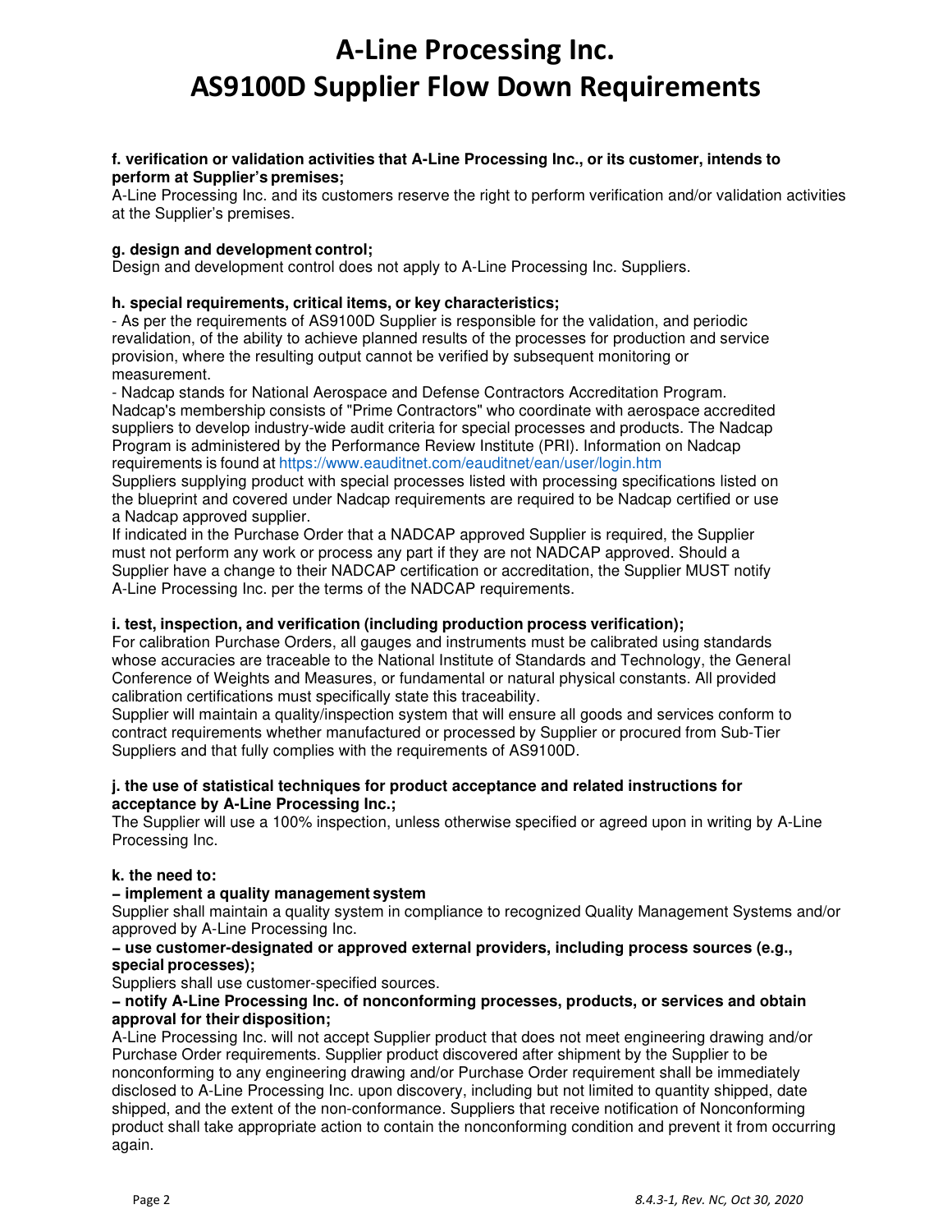**f. verification or validation activities that A-Line Processing Inc., or its customer, intends to perform at Supplier's premises;**

A-Line Processing Inc. and its customers reserve the right to perform verification and/or validation activities at the Supplier's premises.

**g. design and development control;**

Design and development control does not apply to A-Line Processing Inc. Suppliers.

**h. special requirements, critical items, or key characteristics;**

- As per the requirements of AS9100D Supplier is responsible for the validation, and periodic revalidation, of the ability to achieve planned results of the processes for production and service provision, where the resulting output cannot be verified by subsequent monitoring or measurement.
- Nadcap stands for National Aerospace and Defense Contractors Accreditation Program. Nadcap's membership consists of "Prime Contractors" who coordinate with aerospace accredited suppliers to develop industry-wide audit criteria for special processes and products. The Nadcap Program is administered by the Performance Review Institute (PRI). Information on Nadcap requirements is found at https://www.eauditnet.com/eauditnet/ean/user/login.htm

Suppliers supplying product with special processes listed with processing specifications listed on the blueprint and covered under Nadcap requirements are required to be Nadcap certified or use a Nadcap approved supplier.

If indicated in the Purchase Order that a NADCAP approved Supplier is required, the Supplier must not perform any work or process any part if they are not NADCAP approved. Should a Supplier have a change to their NADCAP certification or accreditation, the Supplier MUST notify A-Line Processing Inc. per the terms of the NADCAP requirements.

**i. test, inspection, and verification (including production process verification);**

For calibration Purchase Orders, all gauges and instruments must be calibrated using standards whose accuracies are traceable to the National Institute of Standards and Technology, the General Conference of Weights and Measures, or fundamental or natural physical constants. All provided calibration certifications must specifically state this traceability.

Supplier will maintain a quality/inspection system that will ensure all goods and services conform to contract requirements whether manufactured or processed by Supplier or procured from Sub-Tier Suppliers and that fully complies with the requirements of AS9100D.

**j. the use of statistical techniques for product acceptance and related instructions for acceptance by A-Line Processing Inc.;**

The Supplier will use a 100% inspection, unless otherwise specified or agreed upon in writing by A-Line Processing Inc.

**k. the need to:**

**– implement a quality management system**

Supplier shall maintain a quality system in compliance to recognized Quality Management Systems and/or approved by A-Line Processing Inc.

**– use customer-designated or approved external providers, including process sources (e.g., special processes);**

Suppliers shall use customer-specified sources.

**– notify A-Line Processing Inc. of nonconforming processes, products, or services and obtain approval for their disposition;**

A-Line Processing Inc. will not accept Supplier product that does not meet engineering drawing and/or Purchase Order requirements. Supplier product discovered after shipment by the Supplier to be nonconforming to any engineering drawing and/or Purchase Order requirement shall be immediately disclosed to A-Line Processing Inc. upon discovery, including but not limited to quantity shipped, date shipped, and the extent of the non-conformance. Suppliers that receive notification of Nonconforming product shall take appropriate action to contain the nonconforming condition and prevent it from occurring again.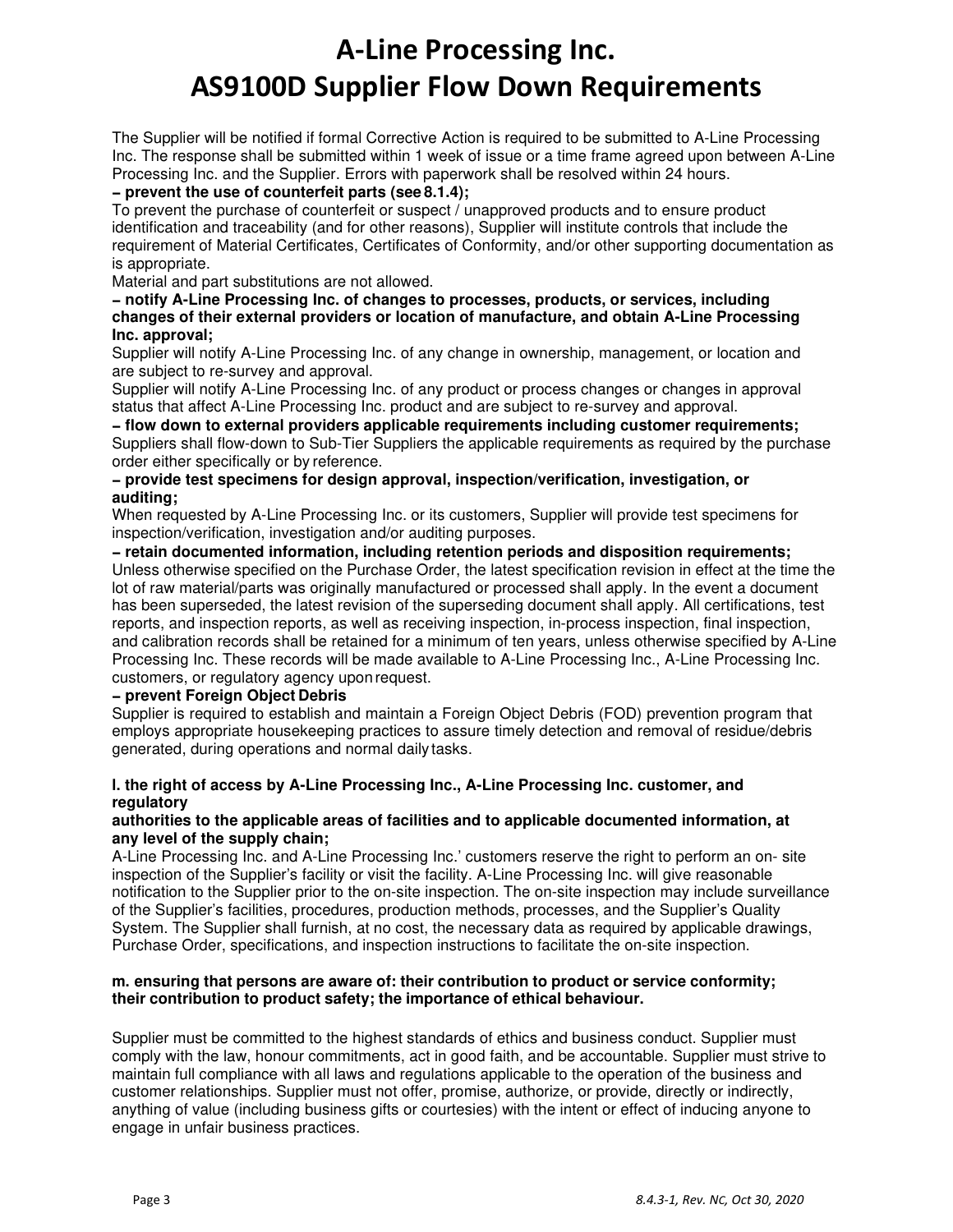The Supplier will be notified if formal Corrective Action is required to be submitted to A-Line Processing Inc. The response shall be submitted within 1 week of issue or a time frame agreed upon between A-Line Processing Inc. and the Supplier. Errors with paperwork shall be resolved within 24 hours.

**– prevent the use of counterfeit parts (see 8.1.4);**

To prevent the purchase of counterfeit or suspect / unapproved products and to ensure product identification and traceability (and for other reasons), Supplier will institute controls that include the requirement of Material Certificates, Certificates of Conformity, and/or other supporting documentation as is appropriate.

Material and part substitutions are not allowed.

**– notify A-Line Processing Inc. of changes to processes, products, or services, including changes of their external providers or location of manufacture, and obtain A-Line Processing Inc. approval;**

Supplier will notify A-Line Processing Inc. of any change in ownership, management, or location and are subject to re-survey and approval.

Supplier will notify A-Line Processing Inc. of any product or process changes or changes in approval status that affect A-Line Processing Inc. product and are subject to re-survey and approval.

**– flow down to external providers applicable requirements including customer requirements;**

Suppliers shall flow-down to Sub-Tier Suppliers the applicable requirements as required by the purchase order either specifically or by reference.

**– provide test specimens for design approval, inspection/verification, investigation, or auditing;**

When requested by A-Line Processing Inc. or its customers, Supplier will provide test specimens for inspection/verification, investigation and/or auditing purposes.

**– retain documented information, including retention periods and disposition requirements;**

Unless otherwise specified on the Purchase Order, the latest specification revision in effect at the time the lot of raw material/parts was originally manufactured or processed shall apply. In the event a document has been superseded, the latest revision of the superseding document shall apply. All certifications, test reports, and inspection reports, as well as receiving inspection, in-process inspection, final inspection, and calibration records shall be retained for a minimum of ten years, unless otherwise specified by A-Line Processing Inc. These records will be made available to A-Line Processing Inc., A-Line Processing Inc. customers, or regulatory agency upon request.

**– prevent Foreign Object Debris**

Supplier is required to establish and maintain a Foreign Object Debris (FOD) prevention program that employs appropriate housekeeping practices to assure timely detection and removal of residue/debris generated, during operations and normal daily tasks.

**l. the right of access by A-Line Processing Inc., A-Line Processing Inc. customer, and regulatory authorities to the applicable areas of facilities and to applicable documented information, at any level of the supply chain;**

A-Line Processing Inc. and A-Line Processing Inc.' customers reserve the right to perform an on- site inspection of the Supplier's facility or visit the facility. A-Line Processing Inc. will give reasonable notification to the Supplier prior to the on-site inspection. The on-site inspection may include surveillance of the Supplier's facilities, procedures, production methods, processes, and the Supplier's Quality System. The Supplier shall furnish, at no cost, the necessary data as required by applicable drawings, Purchase Order, specifications, and inspection instructions to facilitate the on-site inspection.

**m. ensuring that persons are aware of: their contribution to product or service conformity; their contribution to product safety; the importance of ethical behaviour.**

Supplier must be committed to the highest standards of ethics and business conduct. Supplier must comply with the law, honour commitments, act in good faith, and be accountable. Supplier must strive to maintain full compliance with all laws and regulations applicable to the operation of the business and customer relationships. Supplier must not offer, promise, authorize, or provide, directly or indirectly, anything of value (including business gifts or courtesies) with the intent or effect of inducing anyone to engage in unfair business practices.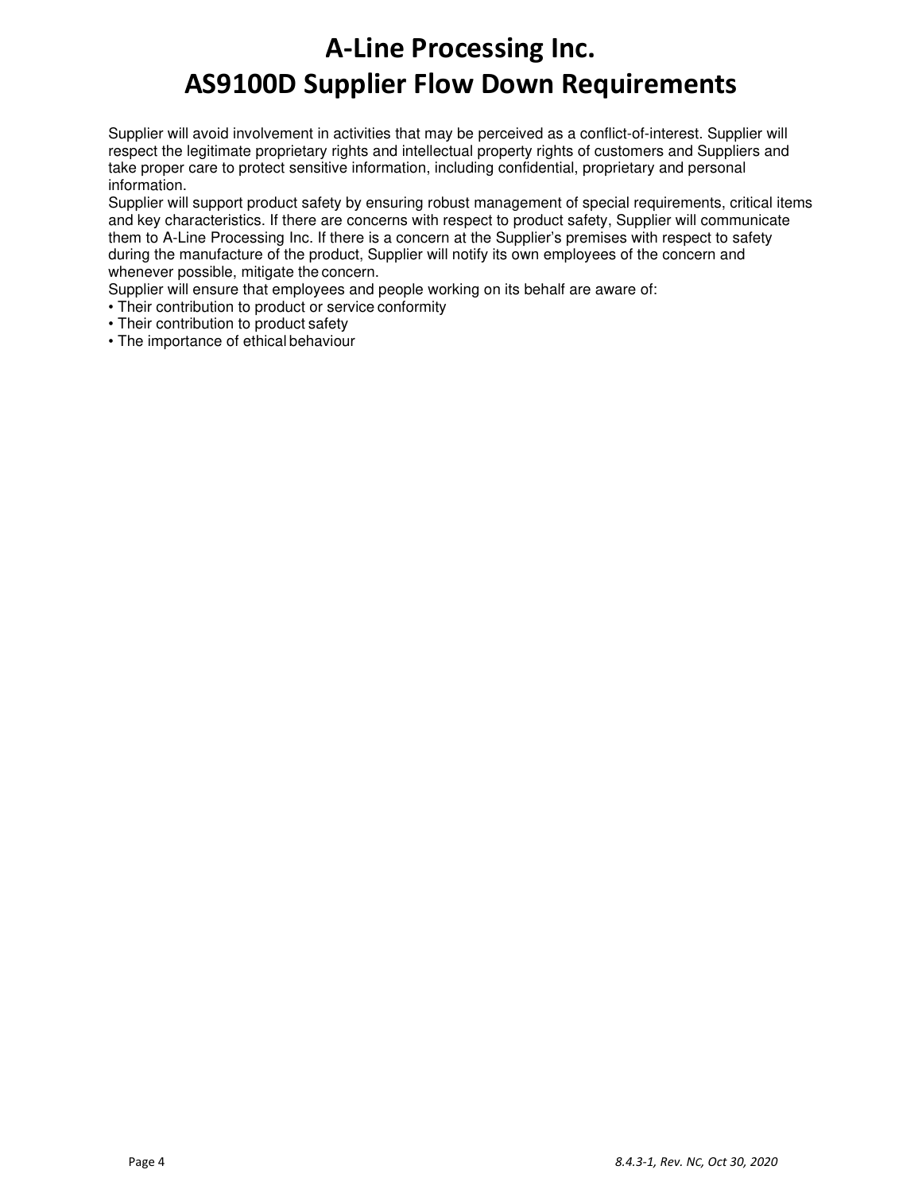Supplier will avoid involvement in activities that may be perceived as a conflict-of-interest. Supplier will respect the legitimate proprietary rights and intellectual property rights of customers and Suppliers and take proper care to protect sensitive information, including confidential, proprietary and personal information.

Supplier will support product safety by ensuring robust management of special requirements, critical items and key characteristics. If there are concerns with respect to product safety, Supplier will communicate them to A-Line Processing Inc. If there is a concern at the Supplier's premises with respect to safety during the manufacture of the product, Supplier will notify its own employees of the concern and whenever possible, mitigate the concern.

Supplier will ensure that employees and people working on its behalf are aware of:

- Their contribution to product or service conformity
- Their contribution to product safety
- The importance of ethical behaviour